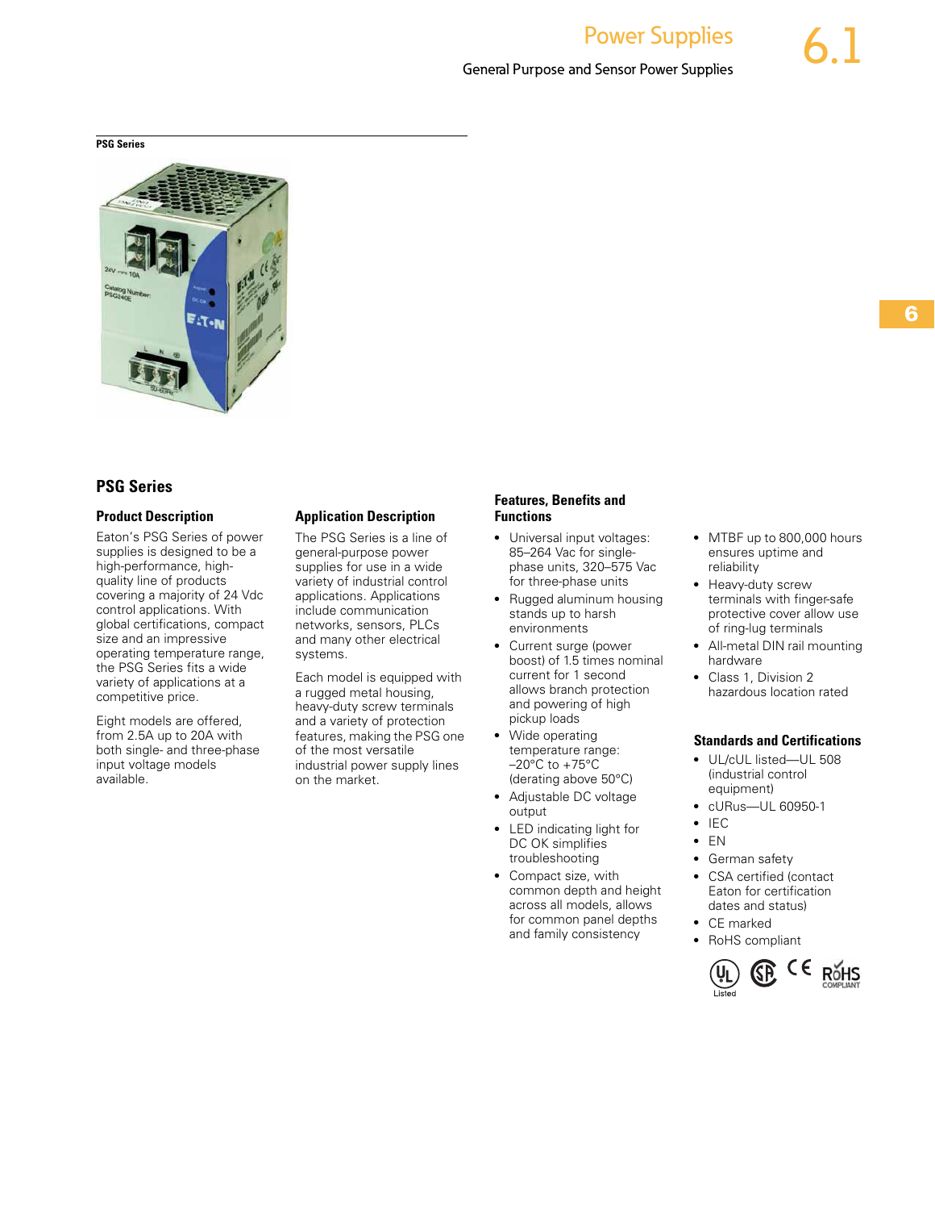PSG Series

## PSG Series

### Product Description

Eaton's PSG Series of power supplies is designed to be a high-performance, high-quality line of products covering a majority of 24 Vdc control applications. With global certifications, compact size and an impressive operating temperature range, the PSG Series fits a wide variety of applications at a competitive price.

Eight models are offered, from 2.5A up to 20A with both single- and three-phase input voltage models available.

### Application Description

The PSG Series is a line of general-purpose power supplies for use in a wide variety of industrial control applications. Applications include communication networks, sensors, PLCs and many other electrical systems.

Each model is equipped with a rugged metal housing, heavy-duty screw terminals and a variety of protection features, making the PSG one of the most versatile industrial power supply lines on the market.

### Features, Benefits and Functions

- Universal input voltages: 85–264 Vac for single-phase units, 320–575 Vac for three-phase units
- Rugged aluminum housing stands up to harsh environments
- Current surge (power boost) of 1.5 times nominal current for 1 second allows branch protection and powering of high pickup loads
- Wide operating temperature range: –20°C to +75°C (derating above 50°C)
- Adjustable DC voltage output
- LED indicating light for DC OK simplifies troubleshooting
- Compact size, with common depth and height across all models, allows for common panel depths and family consistency
- MTBF up to 800,000 hours ensures uptime and reliability
- Heavy-duty screw terminals with finger-safe protective cover allow use of ring-lug terminals
- All-metal DIN rail mounting hardware
- Class 1, Division 2 hazardous location rated

### Standards and Certifications

- UL/cUL listed—UL 508 (industrial control equipment)
- cURus—UL 60950-1
- IEC
- EN
- German safety
- CSA certified (contact Eaton for certification dates and status)
- CE marked
- RoHS compliant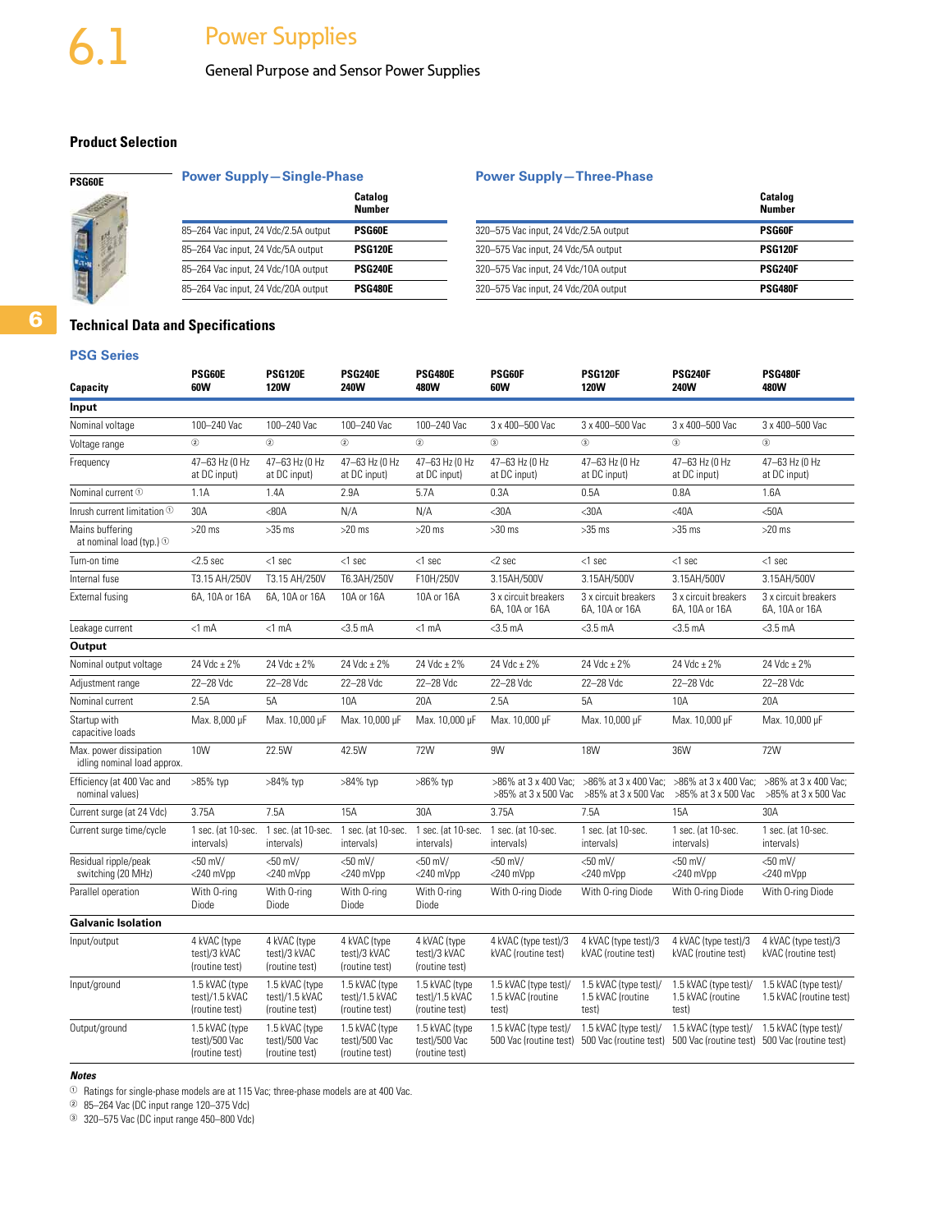# 6.1 Power Supplies

## General Purpose and Sensor Power Supplies

### Product Selection

PSG60E

**Power Supply—Single-Phase**

| | Catalog Number |
|---|---|
| 85–264 Vac input, 24 Vdc/2.5A output | **PSG60E** |
| 85–264 Vac input, 24 Vdc/5A output | **PSG120E** |
| 85–264 Vac input, 24 Vdc/10A output | **PSG240E** |
| 85–264 Vac input, 24 Vdc/20A output | **PSG480E** |

**Power Supply—Three-Phase**

| | Catalog Number |
|---|---|
| 320–575 Vac input, 24 Vdc/2.5A output | **PSG60F** |
| 320–575 Vac input, 24 Vdc/5A output | **PSG120F** |
| 320–575 Vac input, 24 Vdc/10A output | **PSG240F** |
| 320–575 Vac input, 24 Vdc/20A output | **PSG480F** |

### Technical Data and Specifications

**PSG Series**

| Capacity | PSG60E 60W | PSG120E 120W | PSG240E 240W | PSG480E 480W | PSG60F 60W | PSG120F 120W | PSG240F 240W | PSG480F 480W |
|---|---|---|---|---|---|---|---|---|
| **Input** | | | | | | | | |
| Nominal voltage | 100–240 Vac | 100–240 Vac | 100–240 Vac | 100–240 Vac | 3 x 400–500 Vac | 3 x 400–500 Vac | 3 x 400–500 Vac | 3 x 400–500 Vac |
| Voltage range | ② | ② | ② | ② | ③ | ③ | ③ | ③ |
| Frequency | 47–63 Hz (0 Hz at DC input) | 47–63 Hz (0 Hz at DC input) | 47–63 Hz (0 Hz at DC input) | 47–63 Hz (0 Hz at DC input) | 47–63 Hz (0 Hz at DC input) | 47–63 Hz (0 Hz at DC input) | 47–63 Hz (0 Hz at DC input) | 47–63 Hz (0 Hz at DC input) |
| Nominal current ① | 1.1A | 1.4A | 2.9A | 5.7A | 0.3A | 0.5A | 0.8A | 1.6A |
| Inrush current limitation ① | 30A | <80A | N/A | N/A | <30A | <30A | <40A | <50A |
| Mains buffering at nominal load (typ.) ① | >20 ms | >35 ms | >20 ms | >20 ms | >30 ms | >35 ms | >35 ms | >20 ms |
| Turn-on time | <2.5 sec | <1 sec | <1 sec | <1 sec | <2 sec | <1 sec | <1 sec | <1 sec |
| Internal fuse | T3.15 AH/250V | T3.15 AH/250V | T6.3AH/250V | F10H/250V | 3.15AH/500V | 3.15AH/500V | 3.15AH/500V | 3.15AH/500V |
| External fusing | 6A, 10A or 16A | 6A, 10A or 16A | 10A or 16A | 10A or 16A | 3 x circuit breakers 6A, 10A or 16A | 3 x circuit breakers 6A, 10A or 16A | 3 x circuit breakers 6A, 10A or 16A | 3 x circuit breakers 6A, 10A or 16A |
| Leakage current | <1 mA | <1 mA | <3.5 mA | <1 mA | <3.5 mA | <3.5 mA | <3.5 mA | <3.5 mA |
| **Output** | | | | | | | | |
| Nominal output voltage | 24 Vdc ± 2% | 24 Vdc ± 2% | 24 Vdc ± 2% | 24 Vdc ± 2% | 24 Vdc ± 2% | 24 Vdc ± 2% | 24 Vdc ± 2% | 24 Vdc ± 2% |
| Adjustment range | 22–28 Vdc | 22–28 Vdc | 22–28 Vdc | 22–28 Vdc | 22–28 Vdc | 22–28 Vdc | 22–28 Vdc | 22–28 Vdc |
| Nominal current | 2.5A | 5A | 10A | 20A | 2.5A | 5A | 10A | 20A |
| Startup with capacitive loads | Max. 8,000 µF | Max. 10,000 µF | Max. 10,000 µF | Max. 10,000 µF | Max. 10,000 µF | Max. 10,000 µF | Max. 10,000 µF | Max. 10,000 µF |
| Max. power dissipation idling nominal load approx. | 10W | 22.5W | 42.5W | 72W | 9W | 18W | 36W | 72W |
| Efficiency (at 400 Vac and nominal values) | >85% typ | >84% typ | >84% typ | >86% typ | >86% at 3 x 400 Vac; >85% at 3 x 500 Vac | >86% at 3 x 400 Vac; >85% at 3 x 500 Vac | >86% at 3 x 400 Vac; >85% at 3 x 500 Vac | >86% at 3 x 400 Vac; >85% at 3 x 500 Vac |
| Current surge (at 24 Vdc) | 3.75A | 7.5A | 15A | 30A | 3.75A | 7.5A | 15A | 30A |
| Current surge time/cycle | 1 sec. (at 10-sec. intervals) | 1 sec. (at 10-sec. intervals) | 1 sec. (at 10-sec. intervals) | 1 sec. (at 10-sec. intervals) | 1 sec. (at 10-sec. intervals) | 1 sec. (at 10-sec. intervals) | 1 sec. (at 10-sec. intervals) | 1 sec. (at 10-sec. intervals) |
| Residual ripple/peak switching (20 MHz) | <50 mV/ <240 mVpp | <50 mV/ <240 mVpp | <50 mV/ <240 mVpp | <50 mV/ <240 mVpp | <50 mV/ <240 mVpp | <50 mV/ <240 mVpp | <50 mV/ <240 mVpp | <50 mV/ <240 mVpp |
| Parallel operation | With O-ring Diode | With O-ring Diode | With O-ring Diode | With O-ring Diode | With O-ring Diode | With O-ring Diode | With O-ring Diode | With O-ring Diode |
| **Galvanic Isolation** | | | | | | | | |
| Input/output | 4 kVAC (type test)/3 kVAC (routine test) | 4 kVAC (type test)/3 kVAC (routine test) | 4 kVAC (type test)/3 kVAC (routine test) | 4 kVAC (type test)/3 kVAC (routine test) | 4 kVAC (type test)/3 kVAC (routine test) | 4 kVAC (type test)/3 kVAC (routine test) | 4 kVAC (type test)/3 kVAC (routine test) | 4 kVAC (type test)/3 kVAC (routine test) |
| Input/ground | 1.5 kVAC (type test)/1.5 kVAC (routine test) | 1.5 kVAC (type test)/1.5 kVAC (routine test) | 1.5 kVAC (type test)/1.5 kVAC (routine test) | 1.5 kVAC (type test)/1.5 kVAC (routine test) | 1.5 kVAC (type test)/ 1.5 kVAC (routine test) | 1.5 kVAC (type test)/ 1.5 kVAC (routine test) | 1.5 kVAC (type test)/ 1.5 kVAC (routine test) | 1.5 kVAC (type test)/ 1.5 kVAC (routine test) |
| Output/ground | 1.5 kVAC (type test)/500 Vac (routine test) | 1.5 kVAC (type test)/500 Vac (routine test) | 1.5 kVAC (type test)/500 Vac (routine test) | 1.5 kVAC (type test)/500 Vac (routine test) | 1.5 kVAC (type test)/ 500 Vac (routine test) | 1.5 kVAC (type test)/ 500 Vac (routine test) | 1.5 kVAC (type test)/ 500 Vac (routine test) | 1.5 kVAC (type test)/ 500 Vac (routine test) |

***Notes***

① Ratings for single-phase models are at 115 Vac; three-phase models are at 400 Vac.

② 85–264 Vac (DC input range 120–375 Vdc)

③ 320–575 Vac (DC input range 450–800 Vdc)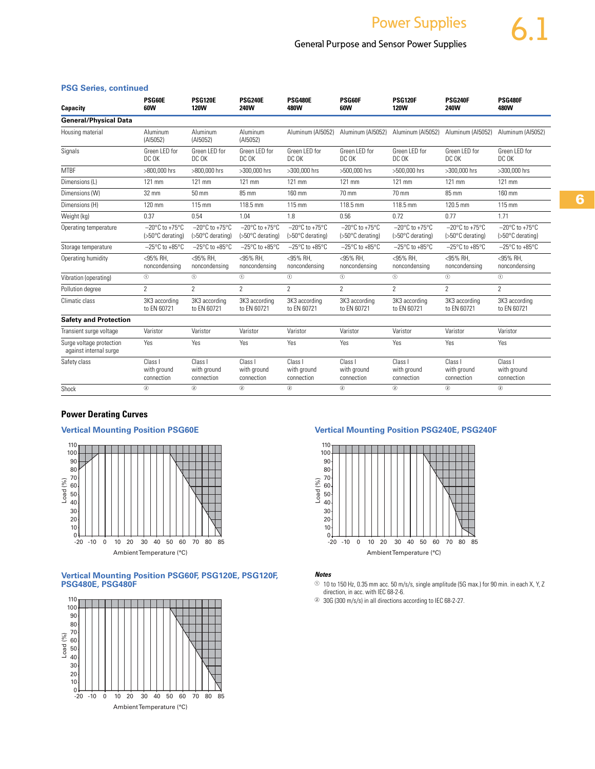## PSG Series, continued

| Capacity | PSG60E 60W | PSG120E 120W | PSG240E 240W | PSG480E 480W | PSG60F 60W | PSG120F 120W | PSG240F 240W | PSG480F 480W |
|---|---|---|---|---|---|---|---|---|
| **General/Physical Data** | | | | | | | | |
| Housing material | Aluminum (Al5052) | Aluminum (Al5052) | Aluminum (Al5052) | Aluminum (Al5052) | Aluminum (Al5052) | Aluminum (Al5052) | Aluminum (Al5052) | Aluminum (Al5052) |
| Signals | Green LED for DC OK | Green LED for DC OK | Green LED for DC OK | Green LED for DC OK | Green LED for DC OK | Green LED for DC OK | Green LED for DC OK | Green LED for DC OK |
| MTBF | >800,000 hrs | >800,000 hrs | >300,000 hrs | >300,000 hrs | >500,000 hrs | >500,000 hrs | >300,000 hrs | >300,000 hrs |
| Dimensions (L) | 121 mm | 121 mm | 121 mm | 121 mm | 121 mm | 121 mm | 121 mm | 121 mm |
| Dimensions (W) | 32 mm | 50 mm | 85 mm | 160 mm | 70 mm | 70 mm | 85 mm | 160 mm |
| Dimensions (H) | 120 mm | 115 mm | 118.5 mm | 115 mm | 118.5 mm | 118.5 mm | 120.5 mm | 115 mm |
| Weight (kg) | 0.37 | 0.54 | 1.04 | 1.8 | 0.56 | 0.72 | 0.77 | 1.71 |
| Operating temperature | –20°C to +75°C (>50°C derating) | –20°C to +75°C (>50°C derating) | –20°C to +75°C (>50°C derating) | –20°C to +75°C (>50°C derating) | –20°C to +75°C (>50°C derating) | –20°C to +75°C (>50°C derating) | –20°C to +75°C (>50°C derating) | –20°C to +75°C (>50°C derating) |
| Storage temperature | –25°C to +85°C | –25°C to +85°C | –25°C to +85°C | –25°C to +85°C | –25°C to +85°C | –25°C to +85°C | –25°C to +85°C | –25°C to +85°C |
| Operating humidity | <95% RH, noncondensing | <95% RH, noncondensing | <95% RH, noncondensing | <95% RH, noncondensing | <95% RH, noncondensing | <95% RH, noncondensing | <95% RH, noncondensing | <95% RH, noncondensing |
| Vibration (operating) | ① | ① | ① | ① | ① | ① | ① | ① |
| Pollution degree | 2 | 2 | 2 | 2 | 2 | 2 | 2 | 2 |
| Climatic class | 3K3 according to EN 60721 | 3K3 according to EN 60721 | 3K3 according to EN 60721 | 3K3 according to EN 60721 | 3K3 according to EN 60721 | 3K3 according to EN 60721 | 3K3 according to EN 60721 | 3K3 according to EN 60721 |
| **Safety and Protection** | | | | | | | | |
| Transient surge voltage | Varistor | Varistor | Varistor | Varistor | Varistor | Varistor | Varistor | Varistor |
| Surge voltage protection against internal surge | Yes | Yes | Yes | Yes | Yes | Yes | Yes | Yes |
| Safety class | Class I with ground connection | Class I with ground connection | Class I with ground connection | Class I with ground connection | Class I with ground connection | Class I with ground connection | Class I with ground connection | Class I with ground connection |
| Shock | ② | ② | ② | ② | ② | ② | ② | ② |

## Power Derating Curves

### Vertical Mounting Position PSG60E

Load (%) vs. Ambient Temperature (°C)

### Vertical Mounting Position PSG240E, PSG240F

Load (%) vs. Ambient Temperature (°C)

### Vertical Mounting Position PSG60F, PSG120E, PSG120F, PSG480E, PSG480F

Load (%) vs. Ambient Temperature (°C)

***Notes***

① 10 to 150 Hz, 0.35 mm acc. 50 m/s/s, single amplitude (5G max.) for 90 min. in each X, Y, Z direction, in acc. with IEC 68-2-6.

② 30G (300 m/s/s) in all directions according to IEC 68-2-27.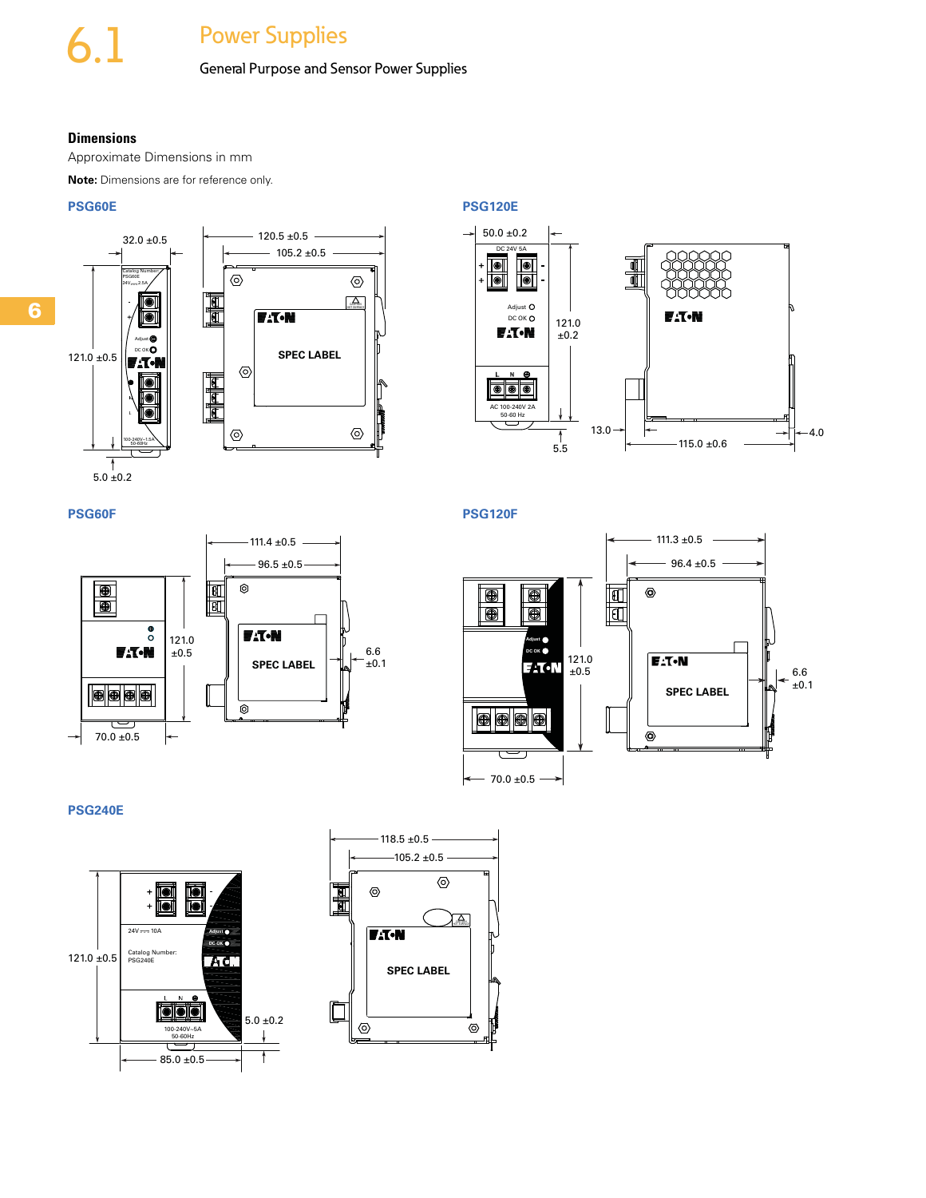## Dimensions

Approximate Dimensions in mm

**Note:** Dimensions are for reference only.

### PSG60E

32.0 ±0.5

120.5 ±0.5

105.2 ±0.5

121.0 ±0.5

5.0 ±0.2

SPEC LABEL

### PSG120E

50.0 ±0.2

121.0 ±0.2

5.5

13.0

115.0 ±0.6

4.0

### PSG60F

111.4 ±0.5

96.5 ±0.5

121.0 ±0.5

6.6 ±0.1

70.0 ±0.5

SPEC LABEL

### PSG120F

111.3 ±0.5

96.4 ±0.5

121.0 ±0.5

6.6 ±0.1

70.0 ±0.5

SPEC LABEL

### PSG240E

118.5 ±0.5

105.2 ±0.5

121.0 ±0.5

5.0 ±0.2

85.0 ±0.5

SPEC LABEL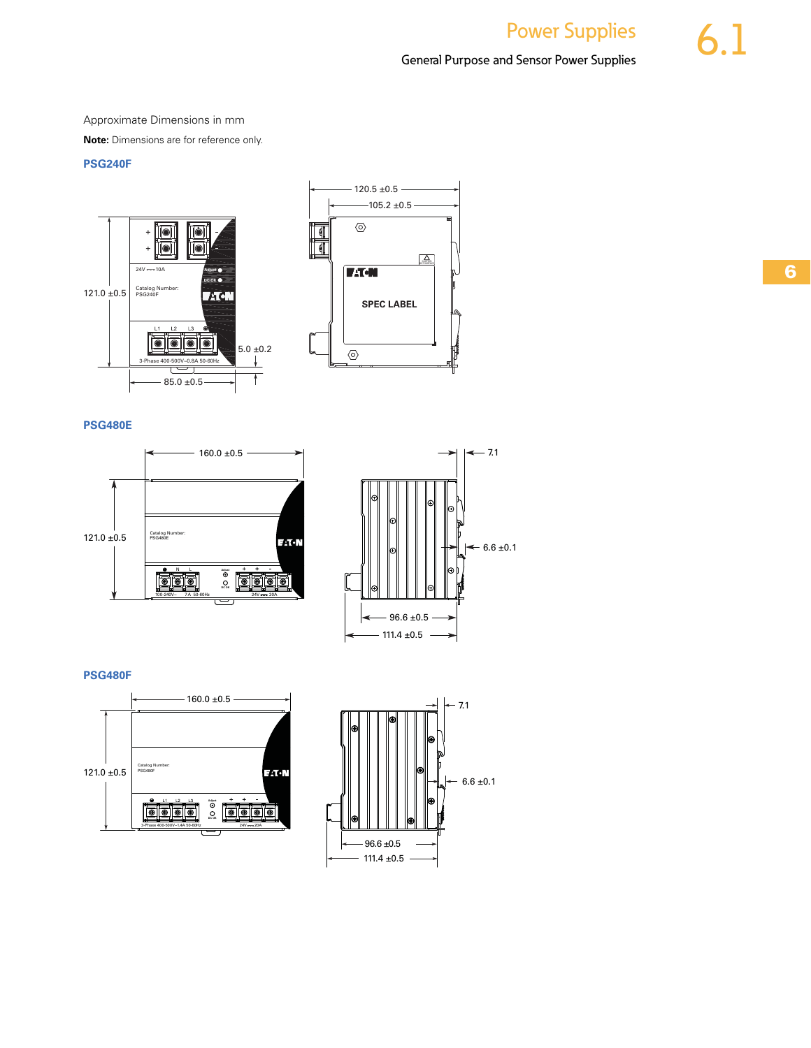Approximate Dimensions in mm

**Note:** Dimensions are for reference only.

### PSG240F

120.5 ±0.5
105.2 ±0.5
121.0 ±0.5
5.0 ±0.2
85.0 ±0.5
SPEC LABEL

### PSG480E

160.0 ±0.5
121.0 ±0.5
7.1
6.6 ±0.1
96.6 ±0.5
111.4 ±0.5

### PSG480F

160.0 ±0.5
121.0 ±0.5
7.1
6.6 ±0.1
96.6 ±0.5
111.4 ±0.5